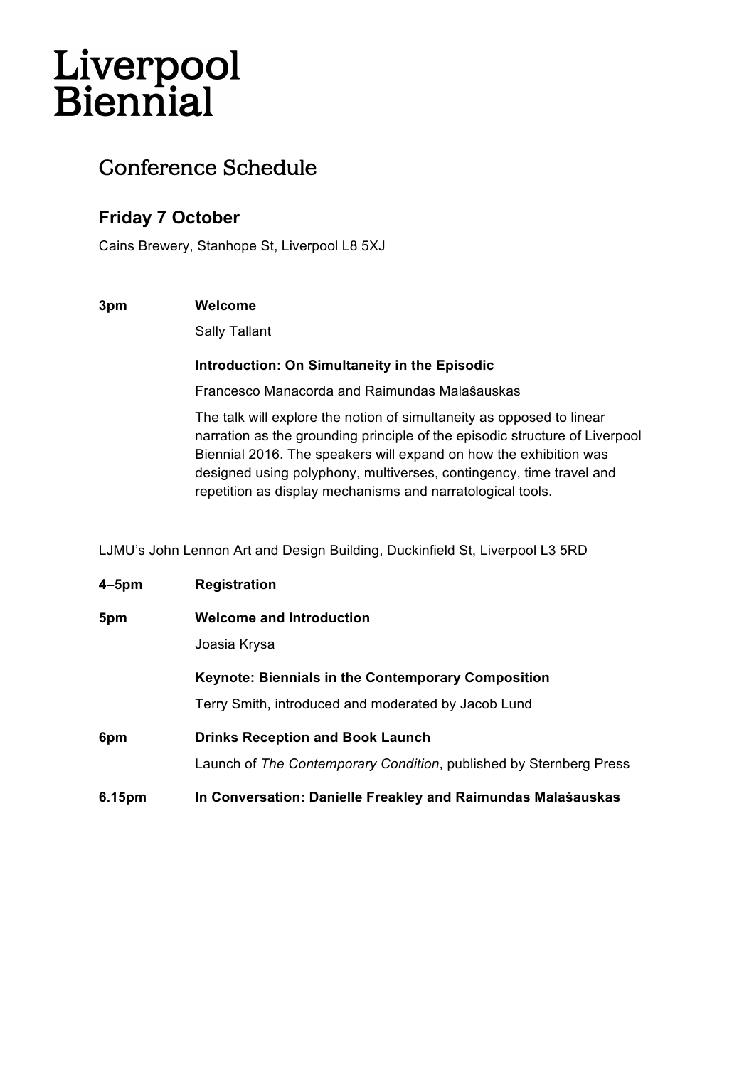# Liverpool Biennial

## Conference Schedule

### Friday 7 October

Cains Brewery, Stanhope St, Liverpool L8 5XJ

**3pm** **Welcome**

Sally Tallant

**Introduction: On Simultaneity in the Episodic**

Francesco Manacorda and Raimundas Malaŝauskas

The talk will explore the notion of simultaneity as opposed to linear narration as the grounding principle of the episodic structure of Liverpool Biennial 2016. The speakers will expand on how the exhibition was designed using polyphony, multiverses, contingency, time travel and repetition as display mechanisms and narratological tools.

LJMU's John Lennon Art and Design Building, Duckinfield St, Liverpool L3 5RD

**4–5pm** **Registration**

**5pm** **Welcome and Introduction**

Joasia Krysa

**Keynote: Biennials in the Contemporary Composition**

Terry Smith, introduced and moderated by Jacob Lund

**6pm** **Drinks Reception and Book Launch**

Launch of *The Contemporary Condition*, published by Sternberg Press

**6.15pm** **In Conversation: Danielle Freakley and Raimundas Malašauskas**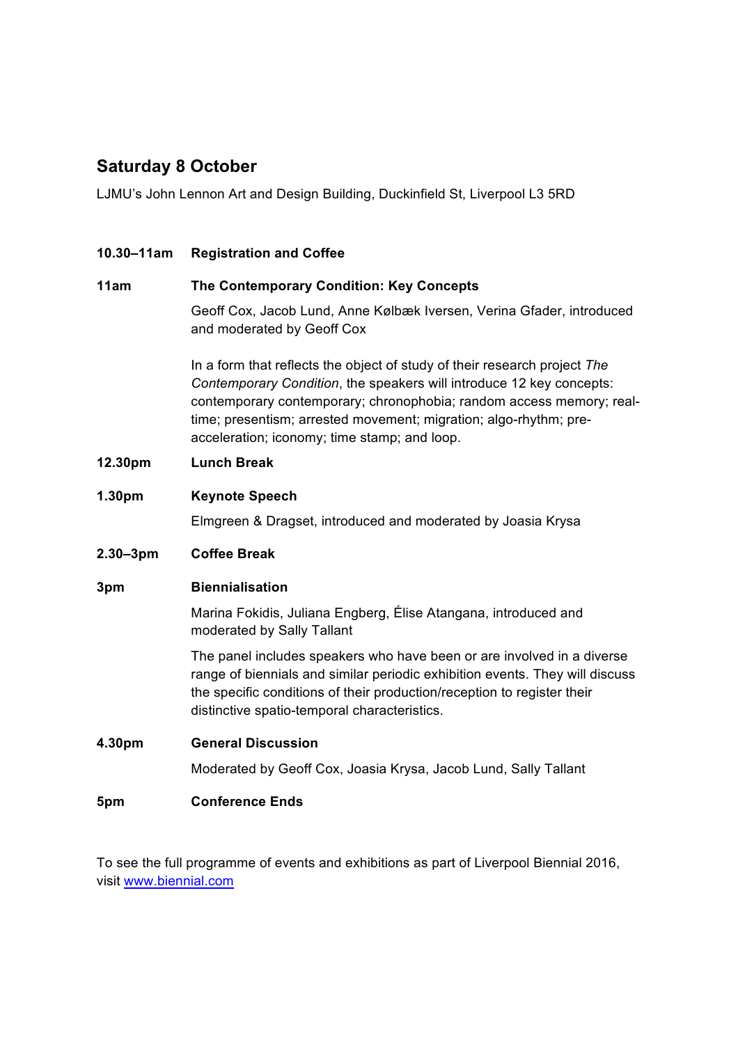## Saturday 8 October

LJMU's John Lennon Art and Design Building, Duckinfield St, Liverpool L3 5RD

**10.30–11am** **Registration and Coffee**

**11am** **The Contemporary Condition: Key Concepts**

Geoff Cox, Jacob Lund, Anne Kølbæk Iversen, Verina Gfader, introduced and moderated by Geoff Cox

In a form that reflects the object of study of their research project *The Contemporary Condition*, the speakers will introduce 12 key concepts: contemporary contemporary; chronophobia; random access memory; real-time; presentism; arrested movement; migration; algo-rhythm; pre-acceleration; iconomy; time stamp; and loop.

**12.30pm** **Lunch Break**

**1.30pm** **Keynote Speech**

Elmgreen & Dragset, introduced and moderated by Joasia Krysa

**2.30–3pm** **Coffee Break**

**3pm** **Biennialisation**

Marina Fokidis, Juliana Engberg, Élise Atangana, introduced and moderated by Sally Tallant

The panel includes speakers who have been or are involved in a diverse range of biennials and similar periodic exhibition events. They will discuss the specific conditions of their production/reception to register their distinctive spatio-temporal characteristics.

**4.30pm** **General Discussion**

Moderated by Geoff Cox, Joasia Krysa, Jacob Lund, Sally Tallant

**5pm** **Conference Ends**

To see the full programme of events and exhibitions as part of Liverpool Biennial 2016, visit [www.biennial.com](http://www.biennial.com)